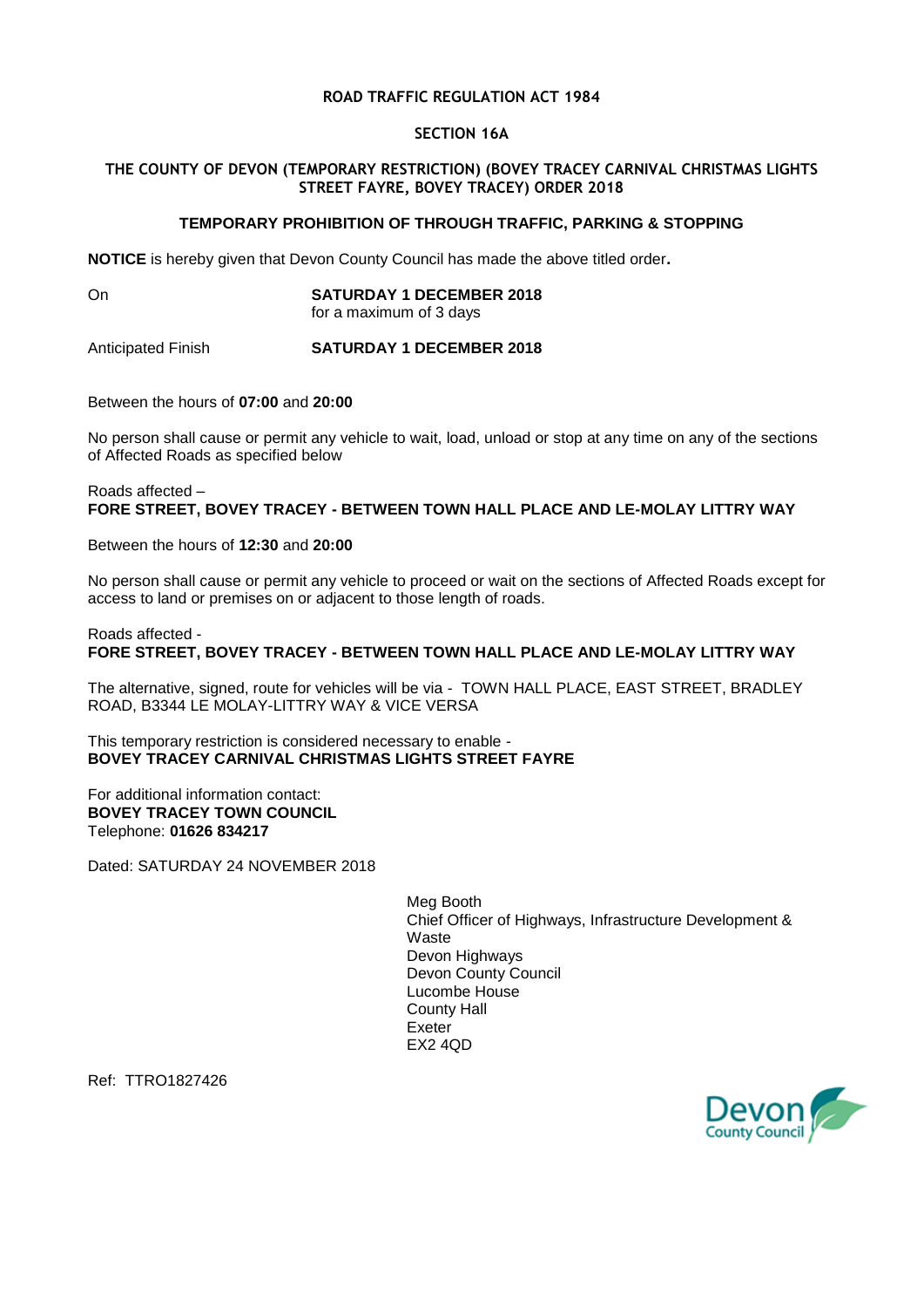**ROAD TRAFFIC REGULATION ACT 1984**

**SECTION 16A**

**THE COUNTY OF DEVON (TEMPORARY RESTRICTION) (BOVEY TRACEY CARNIVAL CHRISTMAS LIGHTS STREET FAYRE, BOVEY TRACEY) ORDER 2018**

**TEMPORARY PROHIBITION OF THROUGH TRAFFIC, PARKING & STOPPING**

**NOTICE** is hereby given that Devon County Council has made the above titled order**.**

| | |
|---|---|
| On | **SATURDAY 1 DECEMBER 2018** for a maximum of 3 days |
| Anticipated Finish | **SATURDAY 1 DECEMBER 2018** |

Between the hours of **07:00** and **20:00**

No person shall cause or permit any vehicle to wait, load, unload or stop at any time on any of the sections of Affected Roads as specified below

Roads affected –
**FORE STREET, BOVEY TRACEY - BETWEEN TOWN HALL PLACE AND LE-MOLAY LITTRY WAY**

Between the hours of **12:30** and **20:00**

No person shall cause or permit any vehicle to proceed or wait on the sections of Affected Roads except for access to land or premises on or adjacent to those length of roads.

Roads affected -
**FORE STREET, BOVEY TRACEY - BETWEEN TOWN HALL PLACE AND LE-MOLAY LITTRY WAY**

The alternative, signed, route for vehicles will be via - TOWN HALL PLACE, EAST STREET, BRADLEY ROAD, B3344 LE MOLAY-LITTRY WAY & VICE VERSA

This temporary restriction is considered necessary to enable -
**BOVEY TRACEY CARNIVAL CHRISTMAS LIGHTS STREET FAYRE**

For additional information contact:
**BOVEY TRACEY TOWN COUNCIL**
Telephone: **01626 834217**

Dated: SATURDAY 24 NOVEMBER 2018

Meg Booth
Chief Officer of Highways, Infrastructure Development & Waste
Devon Highways
Devon County Council
Lucombe House
County Hall
Exeter
EX2 4QD

Ref: TTRO1827426

Devon County Council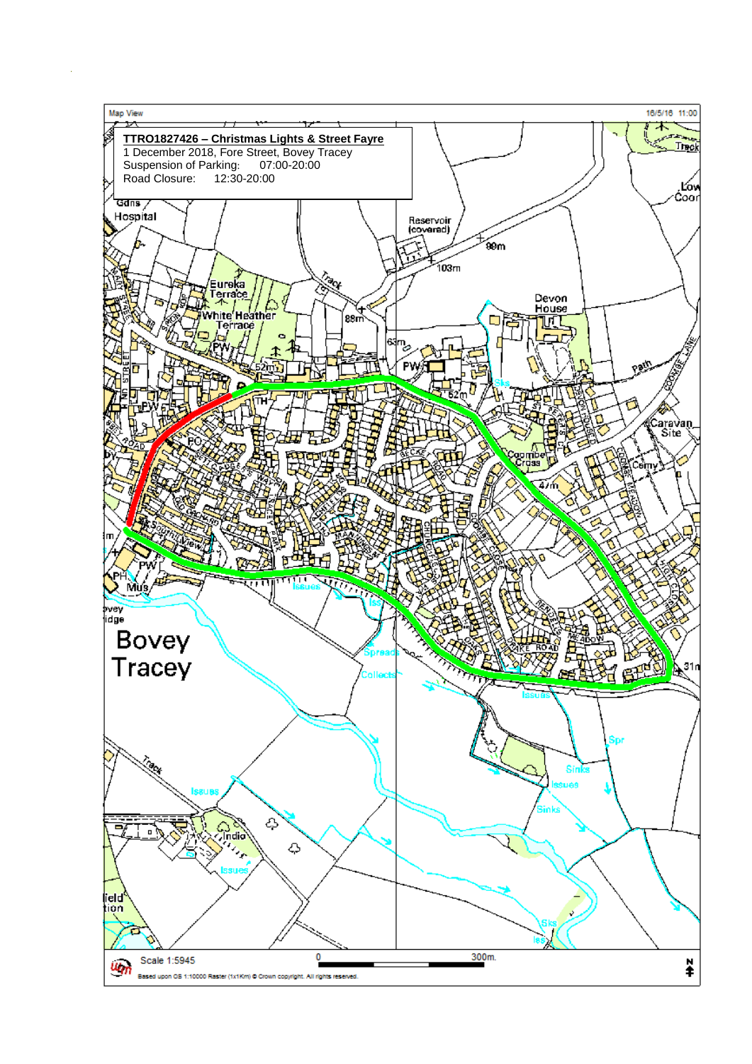Map View 16/5/16 11:00

**TTRO1827426 – Christmas Lights & Street Fayre**

1 December 2018, Fore Street, Bovey Tracey

Suspension of Parking: 07:00-20:00

Road Closure: 12:30-20:00

Bovey Tracey

Scale 1:5945

0

300m.

Based upon OS 1:10000 Raster (1x1Km) © Crown copyright. All rights reserved.